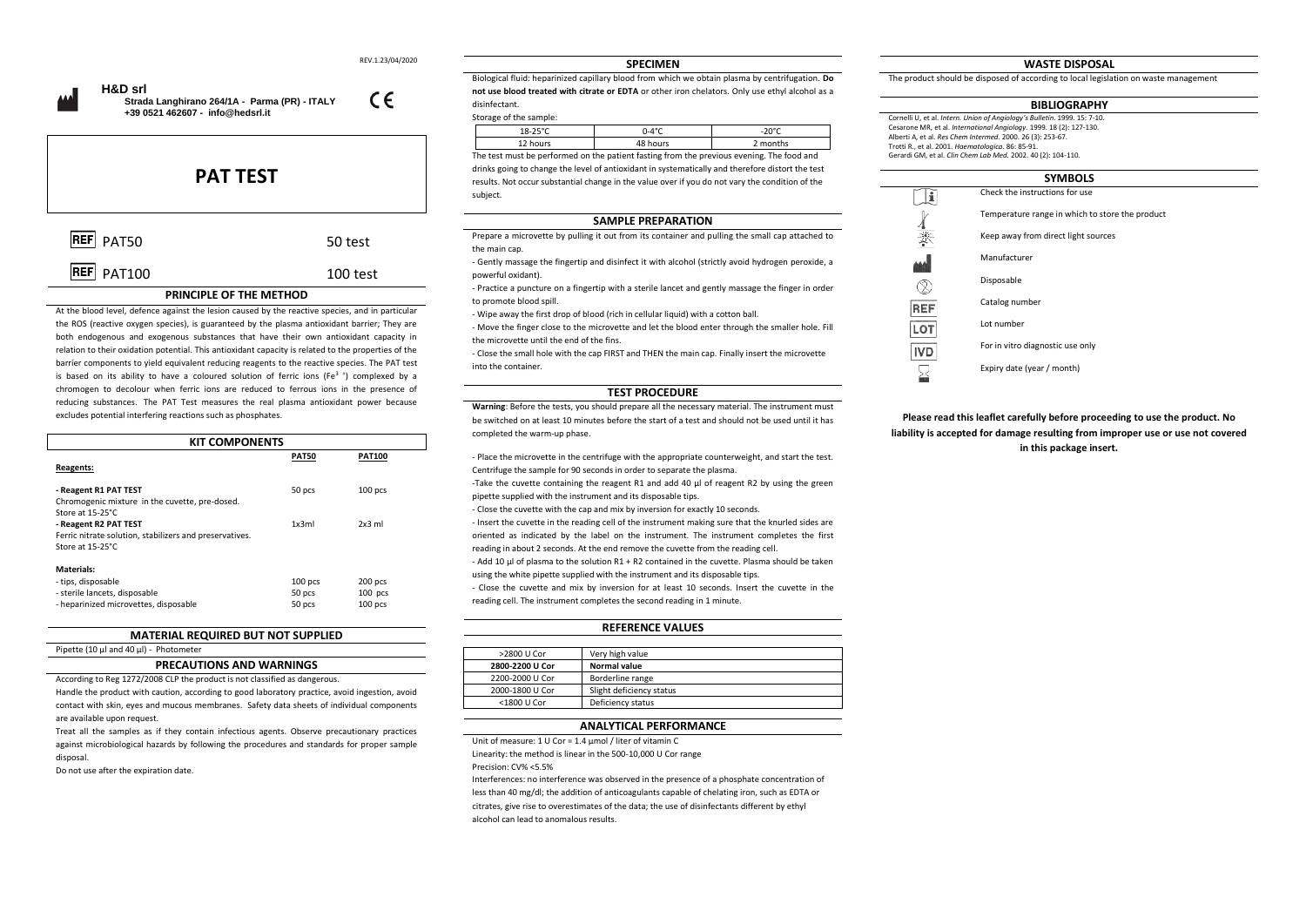REV.1.23/04/2020

**H&D srl**
**Strada Langhirano 264/1A - Parma (PR) - ITALY**
**+39 0521 462607 - info@hedsrl.it**

CE

# PAT TEST

| | |
|---|---|
| REF PAT50 | 50 test |
| REF PAT100 | 100 test |

## PRINCIPLE OF THE METHOD

At the blood level, defence against the lesion caused by the reactive species, and in particular the ROS (reactive oxygen species), is guaranteed by the plasma antioxidant barrier; They are both endogenous and exogenous substances that have their own antioxidant capacity in relation to their oxidation potential. This antioxidant capacity is related to the properties of the barrier components to yield equivalent reducing reagents to the reactive species. The PAT test is based on its ability to have a coloured solution of ferric ions ($Fe^{3+}$) complexed by a chromogen to decolour when ferric ions are reduced to ferrous ions in the presence of reducing substances. The PAT Test measures the real plasma antioxidant power because excludes potential interfering reactions such as phosphates.

## KIT COMPONENTS

| | PAT50 | PAT100 |
|---|---|---|
| **Reagents:** | | |
| - Reagent R1 PAT TEST<br>Chromogenic mixture in the cuvette, pre-dosed.<br>Store at 15-25°C | 50 pcs | 100 pcs |
| - Reagent R2 PAT TEST<br>Ferric nitrate solution, stabilizers and preservatives.<br>Store at 15-25°C | 1x3ml | 2x3 ml |
| **Materials:** | | |
| - tips, disposable | 100 pcs | 200 pcs |
| - sterile lancets, disposable | 50 pcs | 100 pcs |
| - heparinized microvettes, disposable | 50 pcs | 100 pcs |

## MATERIAL REQUIRED BUT NOT SUPPLIED

Pipette (10 µl and 40 µl) - Photometer

## PRECAUTIONS AND WARNINGS

According to Reg 1272/2008 CLP the product is not classified as dangerous.

Handle the product with caution, according to good laboratory practice, avoid ingestion, avoid contact with skin, eyes and mucous membranes. Safety data sheets of individual components are available upon request.

Treat all the samples as if they contain infectious agents. Observe precautionary practices against microbiological hazards by following the procedures and standards for proper sample disposal.

Do not use after the expiration date.

## SPECIMEN

Biological fluid: heparinized capillary blood from which we obtain plasma by centrifugation. **Do not use blood treated with citrate or EDTA** or other iron chelators. Only use ethyl alcohol as a disinfectant.

Storage of the sample:

| 18-25°C | 0-4°C | -20°C |
|---|---|---|
| 12 hours | 48 hours | 2 months |

The test must be performed on the patient fasting from the previous evening. The food and drinks going to change the level of antioxidant in systematically and therefore distort the test results. Not occur substantial change in the value over if you do not vary the condition of the subject.

## SAMPLE PREPARATION

Prepare a microvette by pulling it out from its container and pulling the small cap attached to the main cap.

- Gently massage the fingertip and disinfect it with alcohol (strictly avoid hydrogen peroxide, a powerful oxidant).
- Practice a puncture on a fingertip with a sterile lancet and gently massage the finger in order to promote blood spill.
- Wipe away the first drop of blood (rich in cellular liquid) with a cotton ball.
- Move the finger close to the microvette and let the blood enter through the smaller hole. Fill the microvette until the end of the fins.
- Close the small hole with the cap FIRST and THEN the main cap. Finally insert the microvette into the container.

## TEST PROCEDURE

**Warning**: Before the tests, you should prepare all the necessary material. The instrument must be switched on at least 10 minutes before the start of a test and should not be used until it has completed the warm-up phase.

- Place the microvette in the centrifuge with the appropriate counterweight, and start the test. Centrifuge the sample for 90 seconds in order to separate the plasma.
- Take the cuvette containing the reagent R1 and add 40 µl of reagent R2 by using the green pipette supplied with the instrument and its disposable tips.
- Close the cuvette with the cap and mix by inversion for exactly 10 seconds.
- Insert the cuvette in the reading cell of the instrument making sure that the knurled sides are oriented as indicated by the label on the instrument. The instrument completes the first reading in about 2 seconds. At the end remove the cuvette from the reading cell.
- Add 10 µl of plasma to the solution R1 + R2 contained in the cuvette. Plasma should be taken using the white pipette supplied with the instrument and its disposable tips.
- Close the cuvette and mix by inversion for at least 10 seconds. Insert the cuvette in the reading cell. The instrument completes the second reading in 1 minute.

## REFERENCE VALUES

| | |
|---|---|
| >2800 U Cor | Very high value |
| **2800-2200 U Cor** | **Normal value** |
| 2200-2000 U Cor | Borderline range |
| 2000-1800 U Cor | Slight deficiency status |
| <1800 U Cor | Deficiency status |

## ANALYTICAL PERFORMANCE

Unit of measure: 1 U Cor = 1.4 µmol / liter of vitamin C

Linearity: the method is linear in the 500-10,000 U Cor range

Precision: CV% <5.5%

Interferences: no interference was observed in the presence of a phosphate concentration of less than 40 mg/dl; the addition of anticoagulants capable of chelating iron, such as EDTA or citrates, give rise to overestimates of the data; the use of disinfectants different by ethyl alcohol can lead to anomalous results.

## WASTE DISPOSAL

The product should be disposed of according to local legislation on waste management

## BIBLIOGRAPHY

Cornelli U, et al. *Intern. Union of Angiology's Bulletin*. 1999. 15: 7-10.
Cesarone MR, et al. *International Angiology*. 1999. 18 (2): 127-130.
Alberti A, et al. *Res Chem Intermed*. 2000. 26 (3): 253-67.
Trotti R., et al. 2001. *Haematologica*. 86: 85-91.
Gerardi GM, et al. *Clin Chem Lab Med.* 2002. 40 (2): 104-110.

## SYMBOLS

- Check the instructions for use
- Temperature range in which to store the product
- Keep away from direct light sources
- Manufacturer
- Disposable
- REF: Catalog number
- LOT: Lot number
- IVD: For in vitro diagnostic use only
- Expiry date (year / month)

**Please read this leaflet carefully before proceeding to use the product. No liability is accepted for damage resulting from improper use or use not covered in this package insert.**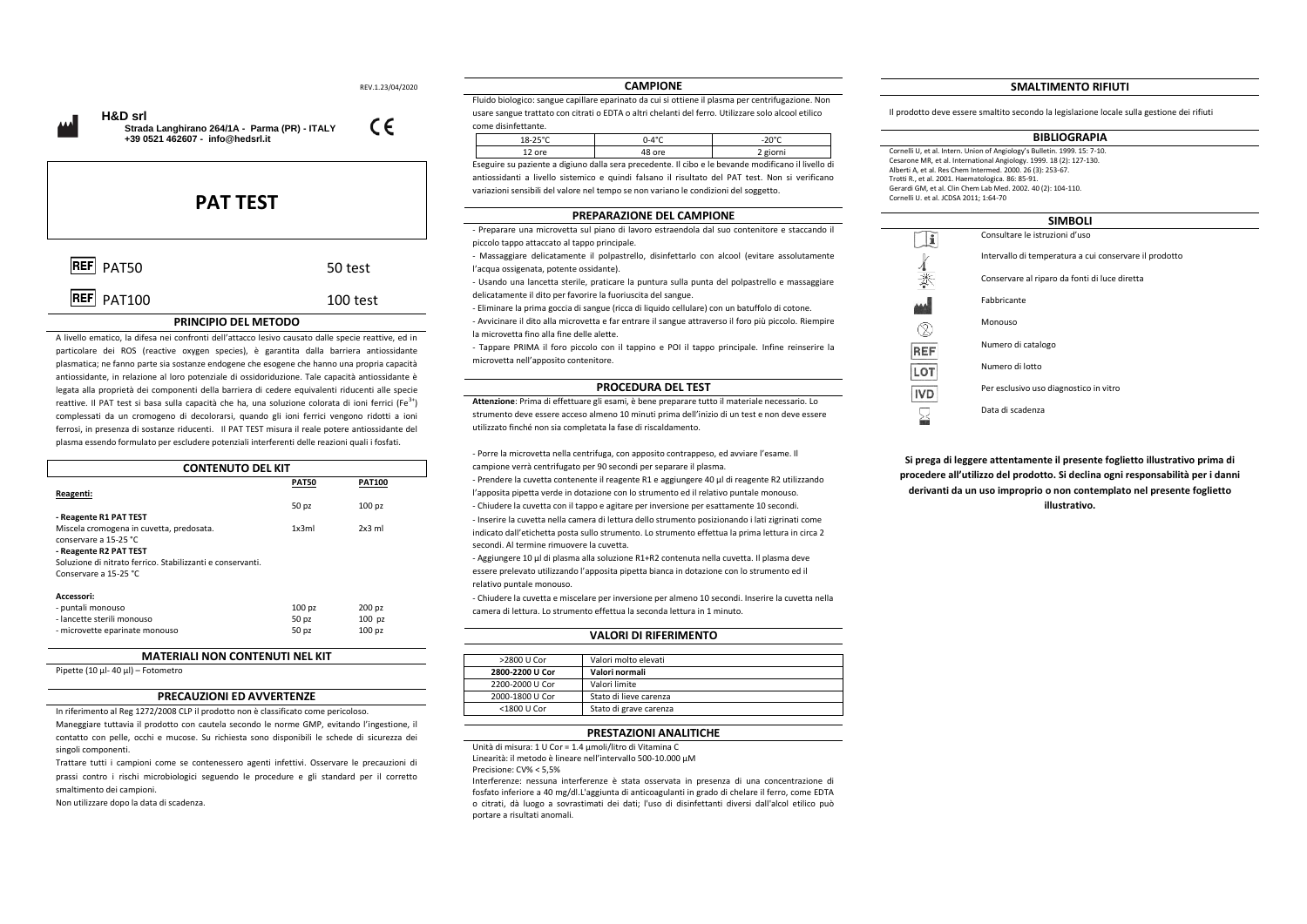REV.1.23/04/2020

**H&D srl**
**Strada Langhirano 264/1A - Parma (PR) - ITALY**
**+39 0521 462607 - info@hedsrl.it**

CE

# PAT TEST

| | | |
|---|---|---|
| REF | PAT50 | 50 test |
| REF | PAT100 | 100 test |

## PRINCIPIO DEL METODO

A livello ematico, la difesa nei confronti dell'attacco lesivo causato dalle specie reattive, ed in particolare dei ROS (reactive oxygen species), è garantita dalla barriera antiossidante plasmatica; ne fanno parte sia sostanze endogene che esogene che hanno una propria capacità antiossidante, in relazione al loro potenziale di ossidoriduzione. Tale capacità antiossidante è legata alla proprietà dei componenti della barriera di cedere equivalenti riducenti alle specie reattive. Il PAT test si basa sulla capacità che ha, una soluzione colorata di ioni ferrici ($Fe^{3+}$) complessati da un cromogeno di decolorarsi, quando gli ioni ferrici vengono ridotti a ioni ferrosi, in presenza di sostanze riducenti. Il PAT TEST misura il reale potere antiossidante del plasma essendo formulato per escludere potenziali interferenti delle reazioni quali i fosfati.

## CONTENUTO DEL KIT

| | **PAT50** | **PAT100** |
|---|---|---|
| **Reagenti:** | 50 pz | 100 pz |
| **- Reagente R1 PAT TEST** | | |
| Miscela cromogena in cuvetta, predosata. conservare a 15-25 °C | 1x3ml | 2x3 ml |
| **- Reagente R2 PAT TEST** | | |
| Soluzione di nitrato ferrico. Stabilizzanti e conservanti. Conservare a 15-25 °C | | |
| **Accessori:** | | |
| - puntali monouso | 100 pz | 200 pz |
| - lancette sterili monouso | 50 pz | 100 pz |
| - microvette eparinate monouso | 50 pz | 100 pz |

## MATERIALI NON CONTENUTI NEL KIT

Pipette (10 µl- 40 µl) – Fotometro

## PRECAUZIONI ED AVVERTENZE

In riferimento al Reg 1272/2008 CLP il prodotto non è classificato come pericoloso.

Maneggiare tuttavia il prodotto con cautela secondo le norme GMP, evitando l'ingestione, il contatto con pelle, occhi e mucose. Su richiesta sono disponibili le schede di sicurezza dei singoli componenti.

Trattare tutti i campioni come se contenessero agenti infettivi. Osservare le precauzioni di prassi contro i rischi microbiologici seguendo le procedure e gli standard per il corretto smaltimento dei campioni.

Non utilizzare dopo la data di scadenza.

## CAMPIONE

Fluido biologico: sangue capillare eparinato da cui si ottiene il plasma per centrifugazione. Non usare sangue trattato con citrati o EDTA o altri chelanti del ferro. Utilizzare solo alcool etilico come disinfettante.

| 18-25°C | 0-4°C | -20°C |
|---|---|---|
| 12 ore | 48 ore | 2 giorni |

Eseguire su paziente a digiuno dalla sera precedente. Il cibo e le bevande modificano il livello di antiossidanti a livello sistemico e quindi falsano il risultato del PAT test. Non si verificano variazioni sensibili del valore nel tempo se non variano le condizioni del soggetto.

## PREPARAZIONE DEL CAMPIONE

- Preparare una microvetta sul piano di lavoro estraendola dal suo contenitore e staccando il piccolo tappo attaccato al tappo principale.
- Massaggiare delicatamente il polpastrello, disinfettarlo con alcool (evitare assolutamente l'acqua ossigenata, potente ossidante).
- Usando una lancetta sterile, praticare la puntura sulla punta del polpastrello e massaggiare delicatamente il dito per favorire la fuoriuscita del sangue.
- Eliminare la prima goccia di sangue (ricca di liquido cellulare) con un batuffolo di cotone.
- Avvicinare il dito alla microvetta e far entrare il sangue attraverso il foro più piccolo. Riempire la microvetta fino alla fine delle alette.
- Tappare PRIMA il foro piccolo con il tappino e POI il tappo principale. Infine reinserire la microvetta nell'apposito contenitore.

## PROCEDURA DEL TEST

**Attenzione**: Prima di effettuare gli esami, è bene preparare tutto il materiale necessario. Lo strumento deve essere acceso almeno 10 minuti prima dell'inizio di un test e non deve essere utilizzato finché non sia completata la fase di riscaldamento.

- Porre la microvetta nella centrifuga, con apposito contrappeso, ed avviare l'esame. Il campione verrà centrifugato per 90 secondi per separare il plasma.
- Prendere la cuvetta contenente il reagente R1 e aggiungere 40 µl di reagente R2 utilizzando l'apposita pipetta verde in dotazione con lo strumento ed il relativo puntale monouso.
- Chiudere la cuvetta con il tappo e agitare per inversione per esattamente 10 secondi.
- Inserire la cuvetta nella camera di lettura dello strumento posizionando i lati zigrinati come indicato dall'etichetta posta sullo strumento. Lo strumento effettua la prima lettura in circa 2 secondi. Al termine rimuovere la cuvetta.
- Aggiungere 10 µl di plasma alla soluzione R1+R2 contenuta nella cuvetta. Il plasma deve essere prelevato utilizzando l'apposita pipetta bianca in dotazione con lo strumento ed il relativo puntale monouso.
- Chiudere la cuvetta e miscelare per inversione per almeno 10 secondi. Inserire la cuvetta nella camera di lettura. Lo strumento effettua la seconda lettura in 1 minuto.

## VALORI DI RIFERIMENTO

| | |
|---|---|
| >2800 U Cor | Valori molto elevati |
| **2800-2200 U Cor** | **Valori normali** |
| 2200-2000 U Cor | Valori limite |
| 2000-1800 U Cor | Stato di lieve carenza |
| <1800 U Cor | Stato di grave carenza |

## PRESTAZIONI ANALITICHE

Unità di misura: 1 U Cor = 1.4 µmoli/litro di Vitamina C

Linearità: il metodo è lineare nell'intervallo 500-10.000 µM

Precisione: CV% < 5,5%

Interferenze: nessuna interferenza è stata osservata in presenza di una concentrazione di fosfato inferiore a 40 mg/dl.L'aggiunta di anticoagulanti in grado di chelare il ferro, come EDTA o citrati, dà luogo a sovrastimati dei dati; l'uso di disinfettanti diversi dall'alcol etilico può portare a risultati anomali.

## SMALTIMENTO RIFIUTI

Il prodotto deve essere smaltito secondo la legislazione locale sulla gestione dei rifiuti

## BIBLIOGRAPIA

Cornelli U, et al. Intern. Union of Angiology's Bulletin. 1999. 15: 7-10.
Cesarone MR, et al. International Angiology. 1999. 18 (2): 127-130.
Alberti A, et al. Res Chem Intermed. 2000. 26 (3): 253-67.
Trotti R., et al. 2001. Haematologica. 86: 85-91.
Gerardi GM, et al. Clin Chem Lab Med. 2002. 40 (2): 104-110.
Cornelli U. et al. JCDSA 2011; 1:64-70

## SIMBOLI

| | |
|---|---|
| i | Consultare le istruzioni d'uso |
| | Intervallo di temperatura a cui conservare il prodotto |
| | Conservare al riparo da fonti di luce diretta |
| | Fabbricante |
| | Monouso |
| REF | Numero di catalogo |
| LOT | Numero di lotto |
| IVD | Per esclusivo uso diagnostico in vitro |
| | Data di scadenza |

**Si prega di leggere attentamente il presente foglietto illustrativo prima di procedere all'utilizzo del prodotto. Si declina ogni responsabilità per i danni derivanti da un uso improprio o non contemplato nel presente foglietto illustrativo.**